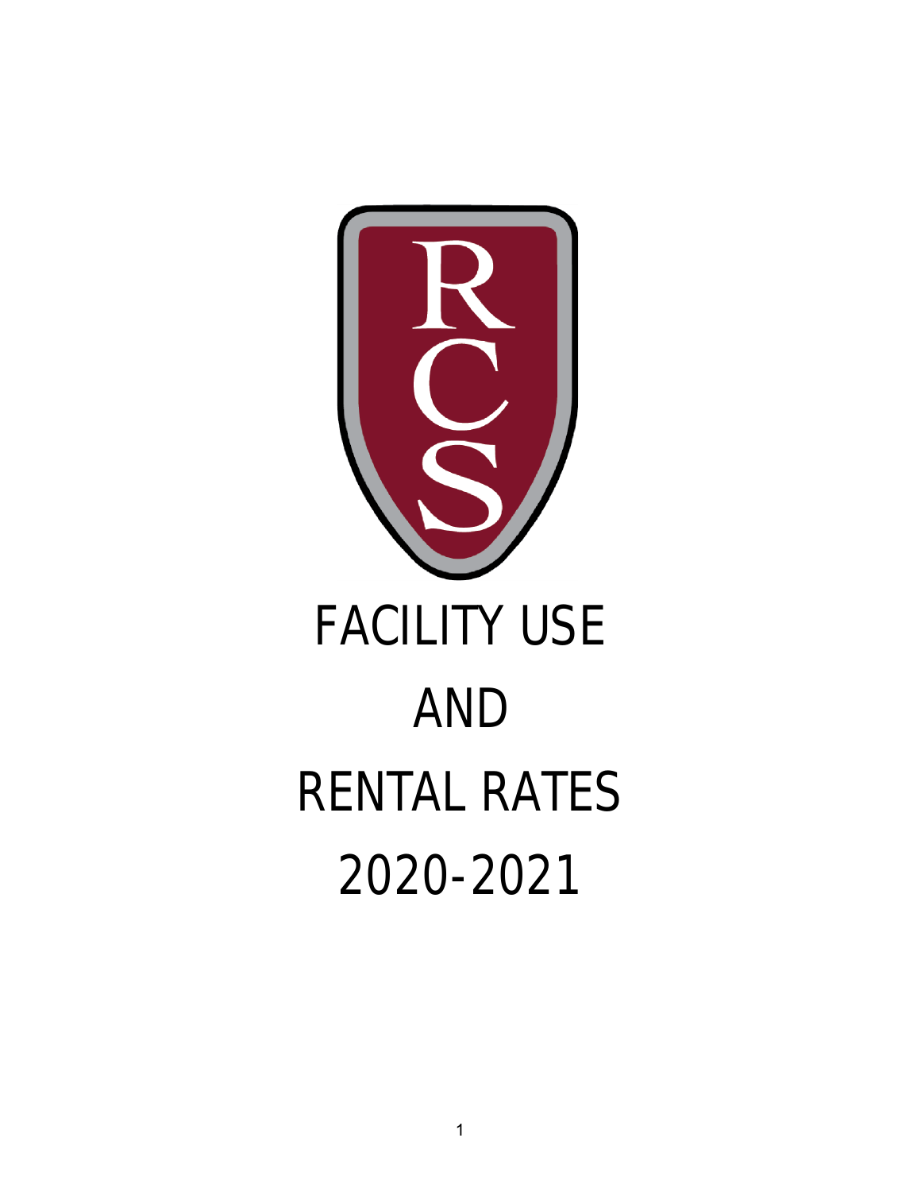# FACILITY USE AND RENTAL RATES 2020-2021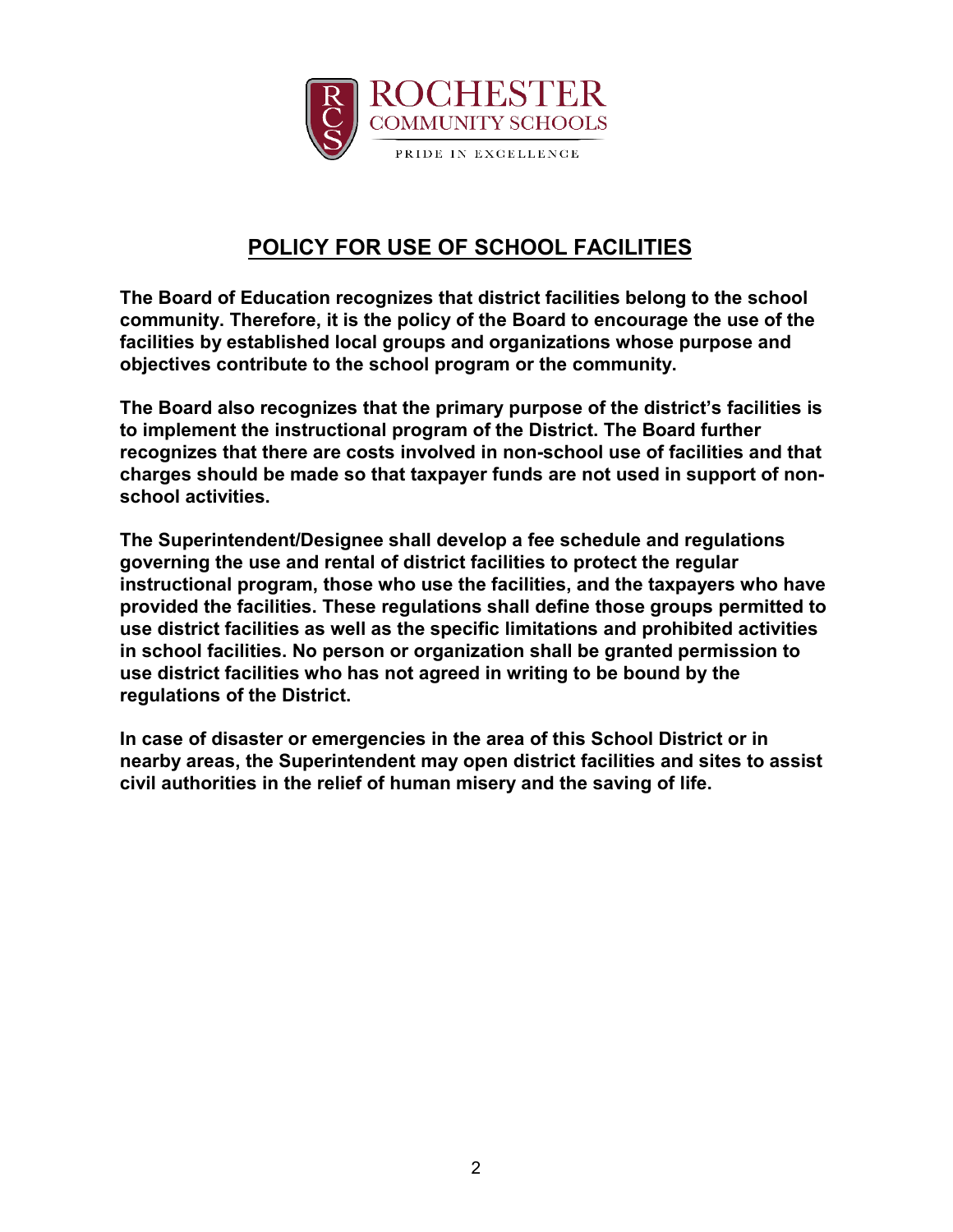# POLICY FOR USE OF SCHOOL FACILITIES

**The Board of Education recognizes that district facilities belong to the school community. Therefore, it is the policy of the Board to encourage the use of the facilities by established local groups and organizations whose purpose and objectives contribute to the school program or the community.**

**The Board also recognizes that the primary purpose of the district's facilities is to implement the instructional program of the District. The Board further recognizes that there are costs involved in non-school use of facilities and that charges should be made so that taxpayer funds are not used in support of non-school activities.**

**The Superintendent/Designee shall develop a fee schedule and regulations governing the use and rental of district facilities to protect the regular instructional program, those who use the facilities, and the taxpayers who have provided the facilities. These regulations shall define those groups permitted to use district facilities as well as the specific limitations and prohibited activities in school facilities. No person or organization shall be granted permission to use district facilities who has not agreed in writing to be bound by the regulations of the District.**

**In case of disaster or emergencies in the area of this School District or in nearby areas, the Superintendent may open district facilities and sites to assist civil authorities in the relief of human misery and the saving of life.**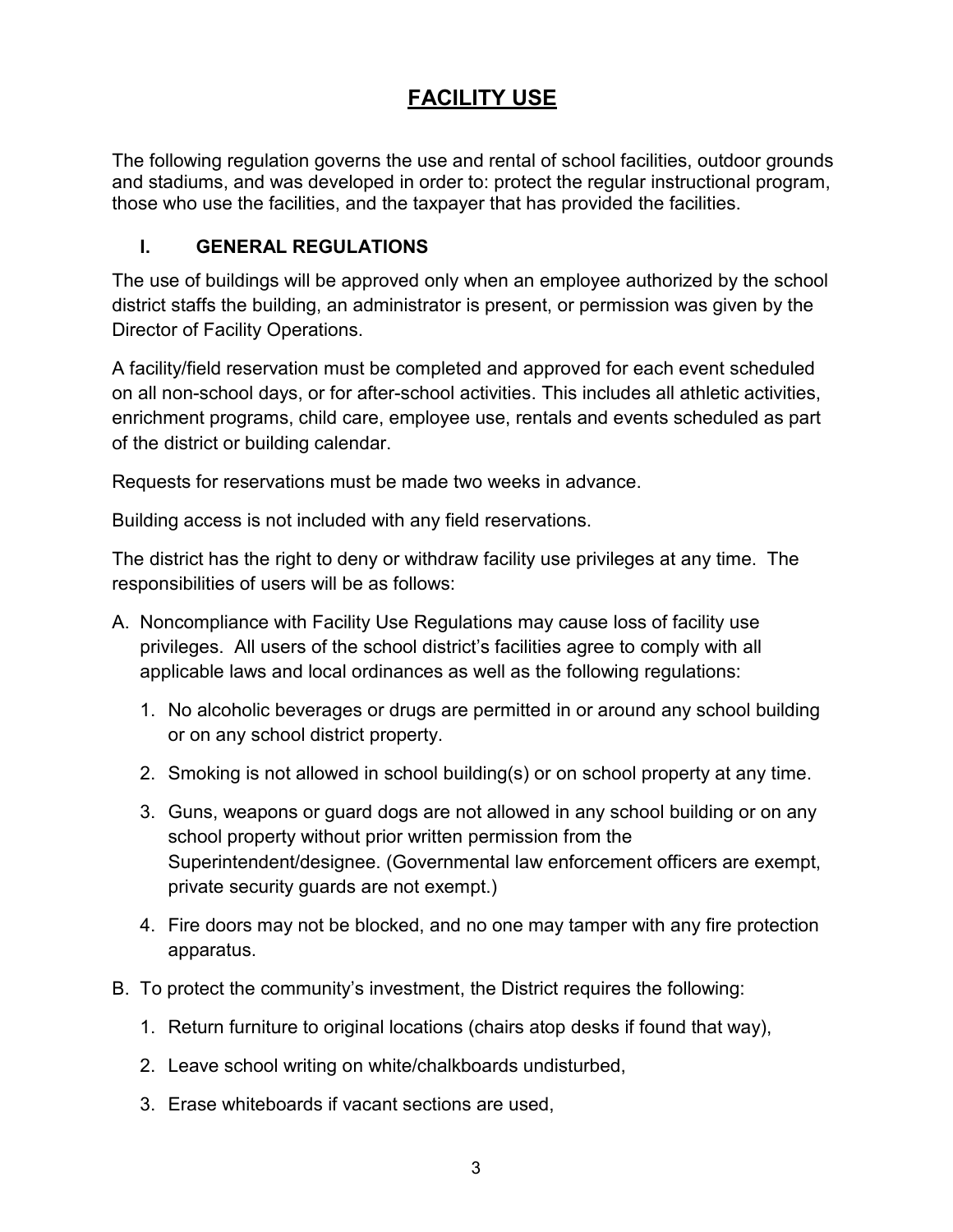# FACILITY USE

The following regulation governs the use and rental of school facilities, outdoor grounds and stadiums, and was developed in order to: protect the regular instructional program, those who use the facilities, and the taxpayer that has provided the facilities.

## I. GENERAL REGULATIONS

The use of buildings will be approved only when an employee authorized by the school district staffs the building, an administrator is present, or permission was given by the Director of Facility Operations.

A facility/field reservation must be completed and approved for each event scheduled on all non-school days, or for after-school activities. This includes all athletic activities, enrichment programs, child care, employee use, rentals and events scheduled as part of the district or building calendar.

Requests for reservations must be made two weeks in advance.

Building access is not included with any field reservations.

The district has the right to deny or withdraw facility use privileges at any time. The responsibilities of users will be as follows:

A. Noncompliance with Facility Use Regulations may cause loss of facility use privileges. All users of the school district's facilities agree to comply with all applicable laws and local ordinances as well as the following regulations:

   1. No alcoholic beverages or drugs are permitted in or around any school building or on any school district property.
   2. Smoking is not allowed in school building(s) or on school property at any time.
   3. Guns, weapons or guard dogs are not allowed in any school building or on any school property without prior written permission from the Superintendent/designee. (Governmental law enforcement officers are exempt, private security guards are not exempt.)
   4. Fire doors may not be blocked, and no one may tamper with any fire protection apparatus.

B. To protect the community's investment, the District requires the following:

   1. Return furniture to original locations (chairs atop desks if found that way),
   2. Leave school writing on white/chalkboards undisturbed,
   3. Erase whiteboards if vacant sections are used,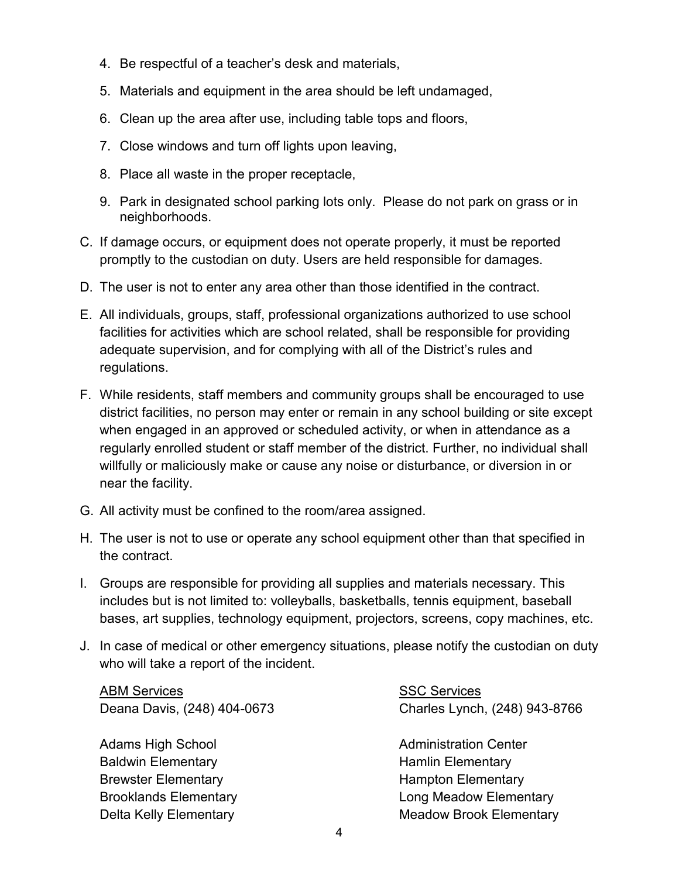4. Be respectful of a teacher's desk and materials,
5. Materials and equipment in the area should be left undamaged,
6. Clean up the area after use, including table tops and floors,
7. Close windows and turn off lights upon leaving,
8. Place all waste in the proper receptacle,
9. Park in designated school parking lots only. Please do not park on grass or in neighborhoods.

C. If damage occurs, or equipment does not operate properly, it must be reported promptly to the custodian on duty. Users are held responsible for damages.

D. The user is not to enter any area other than those identified in the contract.

E. All individuals, groups, staff, professional organizations authorized to use school facilities for activities which are school related, shall be responsible for providing adequate supervision, and for complying with all of the District's rules and regulations.

F. While residents, staff members and community groups shall be encouraged to use district facilities, no person may enter or remain in any school building or site except when engaged in an approved or scheduled activity, or when in attendance as a regularly enrolled student or staff member of the district. Further, no individual shall willfully or maliciously make or cause any noise or disturbance, or diversion in or near the facility.

G. All activity must be confined to the room/area assigned.

H. The user is not to use or operate any school equipment other than that specified in the contract.

I. Groups are responsible for providing all supplies and materials necessary. This includes but is not limited to: volleyballs, basketballs, tennis equipment, baseball bases, art supplies, technology equipment, projectors, screens, copy machines, etc.

J. In case of medical or other emergency situations, please notify the custodian on duty who will take a report of the incident.

<u>ABM Services</u>
Deana Davis, (248) 404-0673

Adams High School
Baldwin Elementary
Brewster Elementary
Brooklands Elementary
Delta Kelly Elementary

<u>SSC Services</u>
Charles Lynch, (248) 943-8766

Administration Center
Hamlin Elementary
Hampton Elementary
Long Meadow Elementary
Meadow Brook Elementary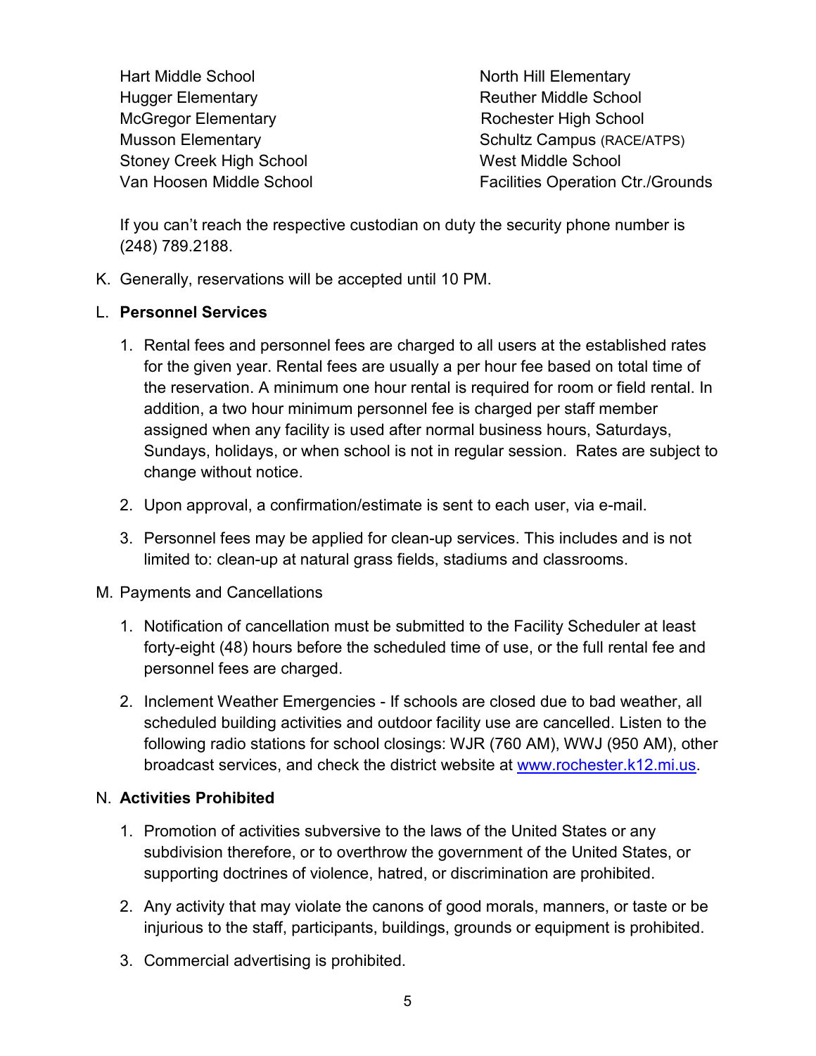- Hart Middle School
- Hugger Elementary
- McGregor Elementary
- Musson Elementary
- Stoney Creek High School
- Van Hoosen Middle School
- North Hill Elementary
- Reuther Middle School
- Rochester High School
- Schultz Campus (RACE/ATPS)
- West Middle School
- Facilities Operation Ctr./Grounds

If you can't reach the respective custodian on duty the security phone number is (248) 789.2188.

K. Generally, reservations will be accepted until 10 PM.

L. **Personnel Services**

1. Rental fees and personnel fees are charged to all users at the established rates for the given year. Rental fees are usually a per hour fee based on total time of the reservation. A minimum one hour rental is required for room or field rental. In addition, a two hour minimum personnel fee is charged per staff member assigned when any facility is used after normal business hours, Saturdays, Sundays, holidays, or when school is not in regular session. Rates are subject to change without notice.

2. Upon approval, a confirmation/estimate is sent to each user, via e-mail.

3. Personnel fees may be applied for clean-up services. This includes and is not limited to: clean-up at natural grass fields, stadiums and classrooms.

M. Payments and Cancellations

1. Notification of cancellation must be submitted to the Facility Scheduler at least forty-eight (48) hours before the scheduled time of use, or the full rental fee and personnel fees are charged.

2. Inclement Weather Emergencies - If schools are closed due to bad weather, all scheduled building activities and outdoor facility use are cancelled. Listen to the following radio stations for school closings: WJR (760 AM), WWJ (950 AM), other broadcast services, and check the district website at [www.rochester.k12.mi.us](http://www.rochester.k12.mi.us).

N. **Activities Prohibited**

1. Promotion of activities subversive to the laws of the United States or any subdivision therefore, or to overthrow the government of the United States, or supporting doctrines of violence, hatred, or discrimination are prohibited.

2. Any activity that may violate the canons of good morals, manners, or taste or be injurious to the staff, participants, buildings, grounds or equipment is prohibited.

3. Commercial advertising is prohibited.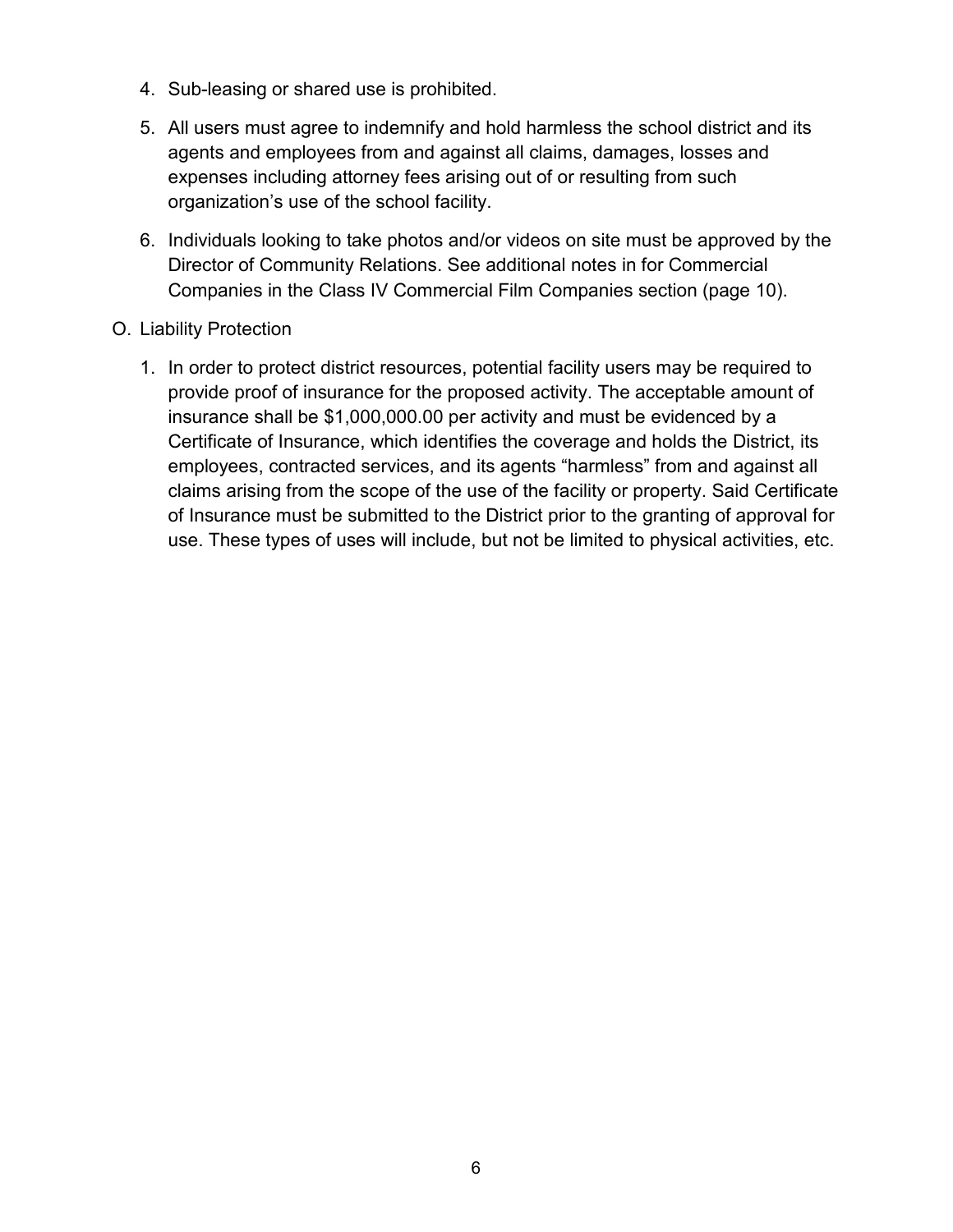4. Sub-leasing or shared use is prohibited.

5. All users must agree to indemnify and hold harmless the school district and its agents and employees from and against all claims, damages, losses and expenses including attorney fees arising out of or resulting from such organization's use of the school facility.

6. Individuals looking to take photos and/or videos on site must be approved by the Director of Community Relations. See additional notes in for Commercial Companies in the Class IV Commercial Film Companies section (page 10).

O. Liability Protection

1. In order to protect district resources, potential facility users may be required to provide proof of insurance for the proposed activity. The acceptable amount of insurance shall be $1,000,000.00 per activity and must be evidenced by a Certificate of Insurance, which identifies the coverage and holds the District, its employees, contracted services, and its agents "harmless" from and against all claims arising from the scope of the use of the facility or property. Said Certificate of Insurance must be submitted to the District prior to the granting of approval for use. These types of uses will include, but not be limited to physical activities, etc.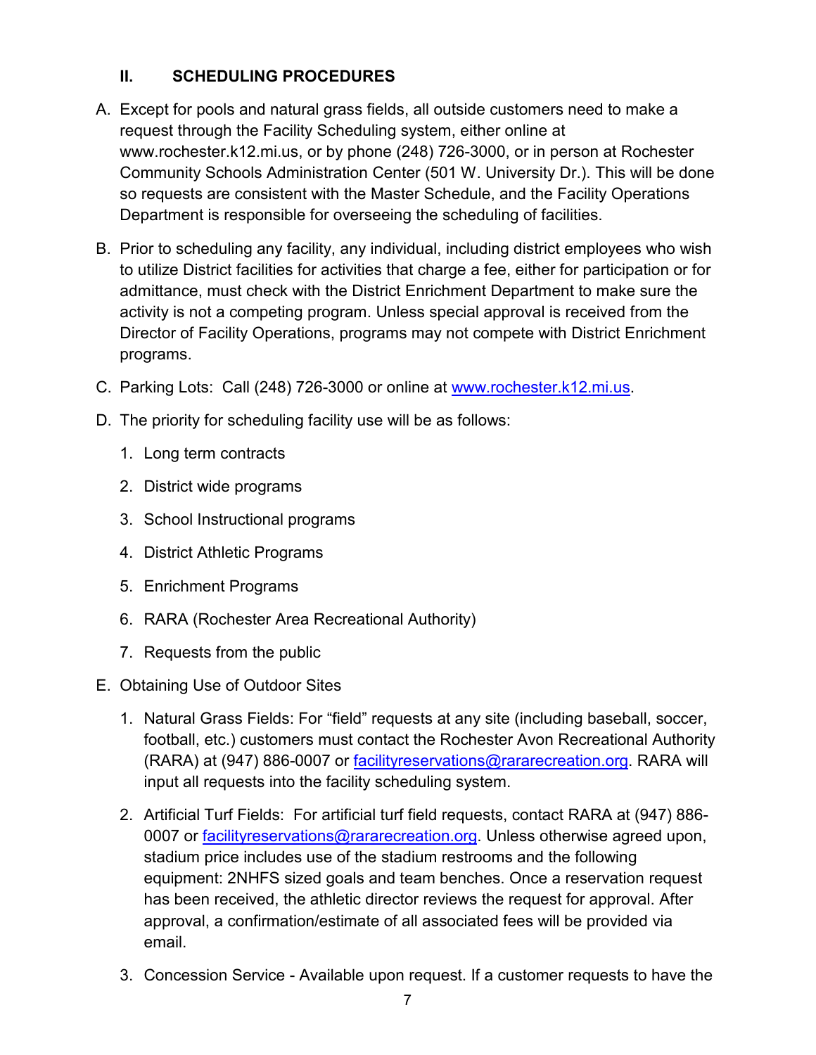## II. SCHEDULING PROCEDURES

A. Except for pools and natural grass fields, all outside customers need to make a request through the Facility Scheduling system, either online at www.rochester.k12.mi.us, or by phone (248) 726-3000, or in person at Rochester Community Schools Administration Center (501 W. University Dr.). This will be done so requests are consistent with the Master Schedule, and the Facility Operations Department is responsible for overseeing the scheduling of facilities.

B. Prior to scheduling any facility, any individual, including district employees who wish to utilize District facilities for activities that charge a fee, either for participation or for admittance, must check with the District Enrichment Department to make sure the activity is not a competing program. Unless special approval is received from the Director of Facility Operations, programs may not compete with District Enrichment programs.

C. Parking Lots: Call (248) 726-3000 or online at [www.rochester.k12.mi.us](http://www.rochester.k12.mi.us).

D. The priority for scheduling facility use will be as follows:

1. Long term contracts
2. District wide programs
3. School Instructional programs
4. District Athletic Programs
5. Enrichment Programs
6. RARA (Rochester Area Recreational Authority)
7. Requests from the public

E. Obtaining Use of Outdoor Sites

1. Natural Grass Fields: For "field" requests at any site (including baseball, soccer, football, etc.) customers must contact the Rochester Avon Recreational Authority (RARA) at (947) 886-0007 or [facilityreservations@rararecreation.org](mailto:facilityreservations@rararecreation.org). RARA will input all requests into the facility scheduling system.

2. Artificial Turf Fields: For artificial turf field requests, contact RARA at (947) 886-0007 or [facilityreservations@rararecreation.org](mailto:facilityreservations@rararecreation.org). Unless otherwise agreed upon, stadium price includes use of the stadium restrooms and the following equipment: 2NHFS sized goals and team benches. Once a reservation request has been received, the athletic director reviews the request for approval. After approval, a confirmation/estimate of all associated fees will be provided via email.

3. Concession Service - Available upon request. If a customer requests to have the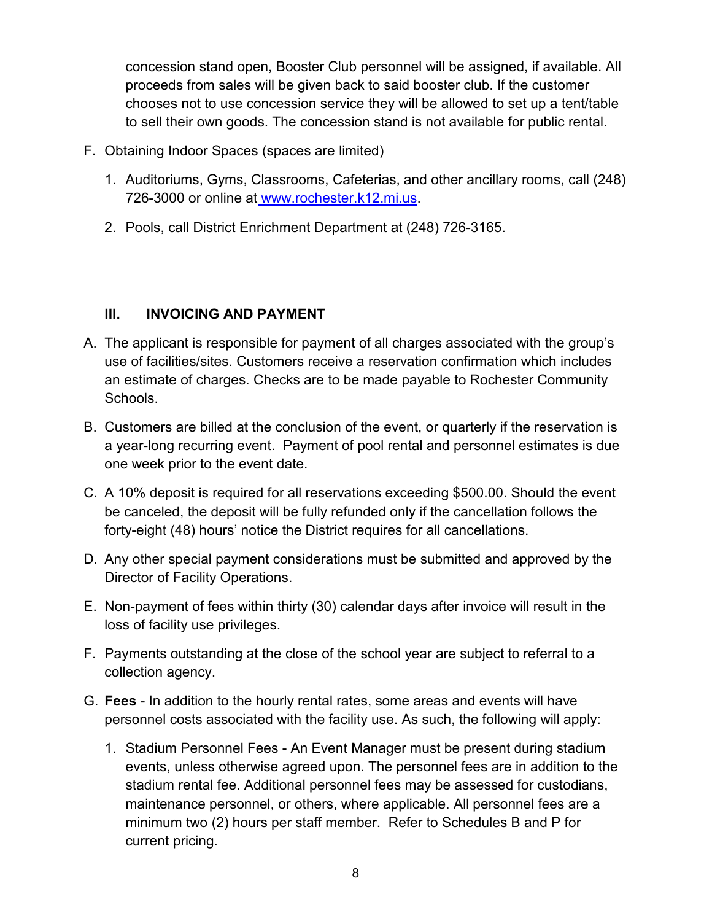concession stand open, Booster Club personnel will be assigned, if available. All proceeds from sales will be given back to said booster club. If the customer chooses not to use concession service they will be allowed to set up a tent/table to sell their own goods. The concession stand is not available for public rental.

F. Obtaining Indoor Spaces (spaces are limited)

   1. Auditoriums, Gyms, Classrooms, Cafeterias, and other ancillary rooms, call (248) 726-3000 or online at [www.rochester.k12.mi.us](http://www.rochester.k12.mi.us).

   2. Pools, call District Enrichment Department at (248) 726-3165.

## III. INVOICING AND PAYMENT

A. The applicant is responsible for payment of all charges associated with the group's use of facilities/sites. Customers receive a reservation confirmation which includes an estimate of charges. Checks are to be made payable to Rochester Community Schools.

B. Customers are billed at the conclusion of the event, or quarterly if the reservation is a year-long recurring event. Payment of pool rental and personnel estimates is due one week prior to the event date.

C. A 10% deposit is required for all reservations exceeding $500.00. Should the event be canceled, the deposit will be fully refunded only if the cancellation follows the forty-eight (48) hours' notice the District requires for all cancellations.

D. Any other special payment considerations must be submitted and approved by the Director of Facility Operations.

E. Non-payment of fees within thirty (30) calendar days after invoice will result in the loss of facility use privileges.

F. Payments outstanding at the close of the school year are subject to referral to a collection agency.

G. **Fees** - In addition to the hourly rental rates, some areas and events will have personnel costs associated with the facility use. As such, the following will apply:

   1. Stadium Personnel Fees - An Event Manager must be present during stadium events, unless otherwise agreed upon. The personnel fees are in addition to the stadium rental fee. Additional personnel fees may be assessed for custodians, maintenance personnel, or others, where applicable. All personnel fees are a minimum two (2) hours per staff member. Refer to Schedules B and P for current pricing.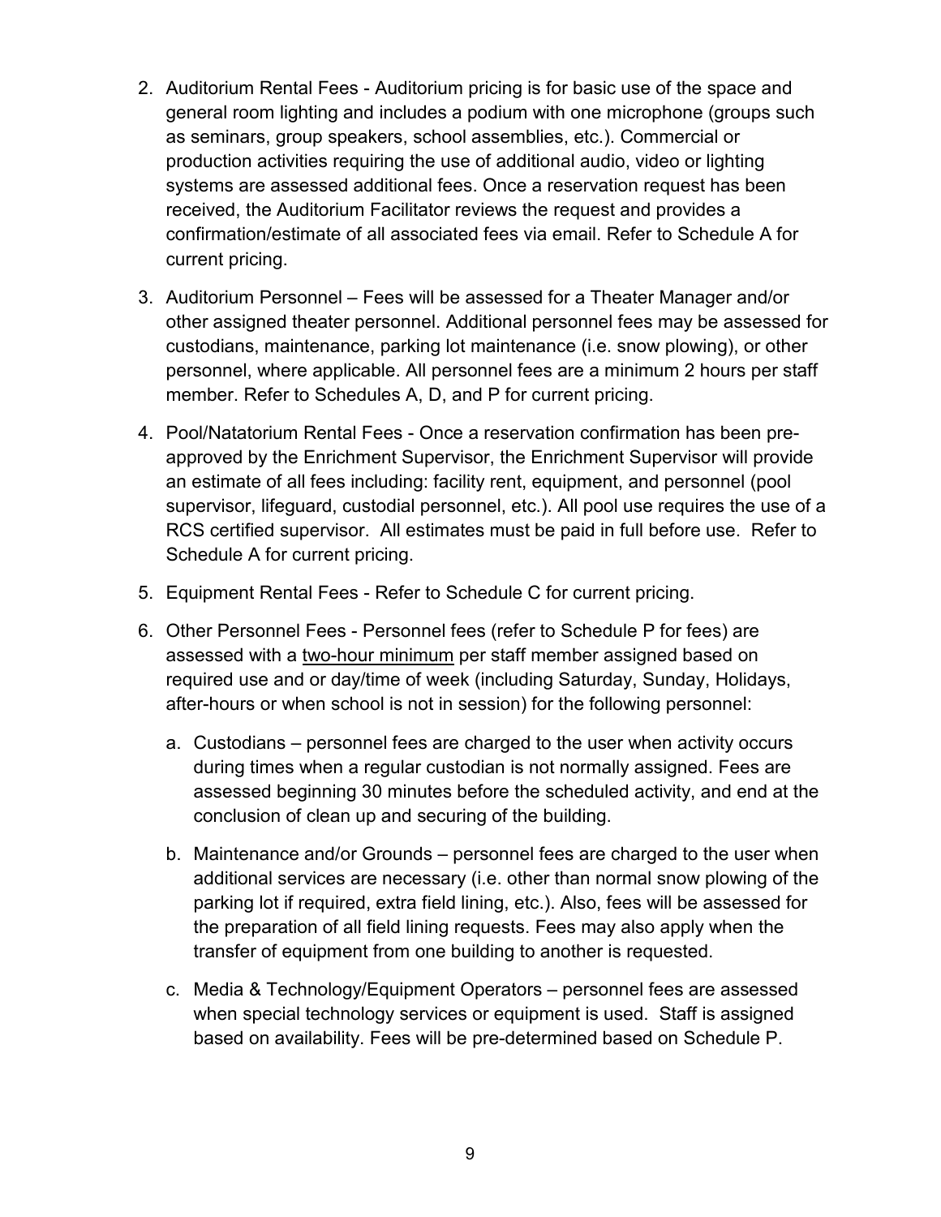2. Auditorium Rental Fees - Auditorium pricing is for basic use of the space and general room lighting and includes a podium with one microphone (groups such as seminars, group speakers, school assemblies, etc.). Commercial or production activities requiring the use of additional audio, video or lighting systems are assessed additional fees. Once a reservation request has been received, the Auditorium Facilitator reviews the request and provides a confirmation/estimate of all associated fees via email. Refer to Schedule A for current pricing.

3. Auditorium Personnel – Fees will be assessed for a Theater Manager and/or other assigned theater personnel. Additional personnel fees may be assessed for custodians, maintenance, parking lot maintenance (i.e. snow plowing), or other personnel, where applicable. All personnel fees are a minimum 2 hours per staff member. Refer to Schedules A, D, and P for current pricing.

4. Pool/Natatorium Rental Fees - Once a reservation confirmation has been pre-approved by the Enrichment Supervisor, the Enrichment Supervisor will provide an estimate of all fees including: facility rent, equipment, and personnel (pool supervisor, lifeguard, custodial personnel, etc.). All pool use requires the use of a RCS certified supervisor. All estimates must be paid in full before use. Refer to Schedule A for current pricing.

5. Equipment Rental Fees - Refer to Schedule C for current pricing.

6. Other Personnel Fees - Personnel fees (refer to Schedule P for fees) are assessed with a two-hour minimum per staff member assigned based on required use and or day/time of week (including Saturday, Sunday, Holidays, after-hours or when school is not in session) for the following personnel:

   a. Custodians – personnel fees are charged to the user when activity occurs during times when a regular custodian is not normally assigned. Fees are assessed beginning 30 minutes before the scheduled activity, and end at the conclusion of clean up and securing of the building.

   b. Maintenance and/or Grounds – personnel fees are charged to the user when additional services are necessary (i.e. other than normal snow plowing of the parking lot if required, extra field lining, etc.). Also, fees will be assessed for the preparation of all field lining requests. Fees may also apply when the transfer of equipment from one building to another is requested.

   c. Media & Technology/Equipment Operators – personnel fees are assessed when special technology services or equipment is used. Staff is assigned based on availability. Fees will be pre-determined based on Schedule P.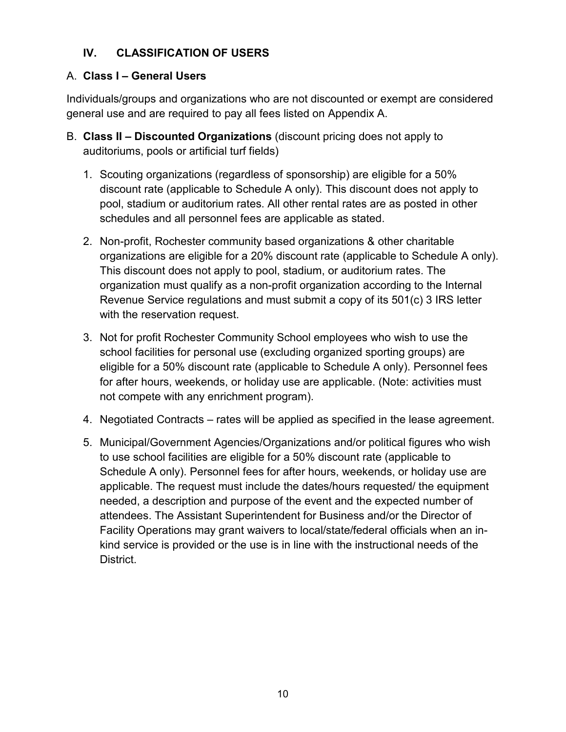## IV. CLASSIFICATION OF USERS

A. **Class I – General Users**

Individuals/groups and organizations who are not discounted or exempt are considered general use and are required to pay all fees listed on Appendix A.

B. **Class II – Discounted Organizations** (discount pricing does not apply to auditoriums, pools or artificial turf fields)

1. Scouting organizations (regardless of sponsorship) are eligible for a 50% discount rate (applicable to Schedule A only). This discount does not apply to pool, stadium or auditorium rates. All other rental rates are as posted in other schedules and all personnel fees are applicable as stated.

2. Non-profit, Rochester community based organizations & other charitable organizations are eligible for a 20% discount rate (applicable to Schedule A only). This discount does not apply to pool, stadium, or auditorium rates. The organization must qualify as a non-profit organization according to the Internal Revenue Service regulations and must submit a copy of its 501(c) 3 IRS letter with the reservation request.

3. Not for profit Rochester Community School employees who wish to use the school facilities for personal use (excluding organized sporting groups) are eligible for a 50% discount rate (applicable to Schedule A only). Personnel fees for after hours, weekends, or holiday use are applicable. (Note: activities must not compete with any enrichment program).

4. Negotiated Contracts – rates will be applied as specified in the lease agreement.

5. Municipal/Government Agencies/Organizations and/or political figures who wish to use school facilities are eligible for a 50% discount rate (applicable to Schedule A only). Personnel fees for after hours, weekends, or holiday use are applicable. The request must include the dates/hours requested/ the equipment needed, a description and purpose of the event and the expected number of attendees. The Assistant Superintendent for Business and/or the Director of Facility Operations may grant waivers to local/state/federal officials when an in-kind service is provided or the use is in line with the instructional needs of the District.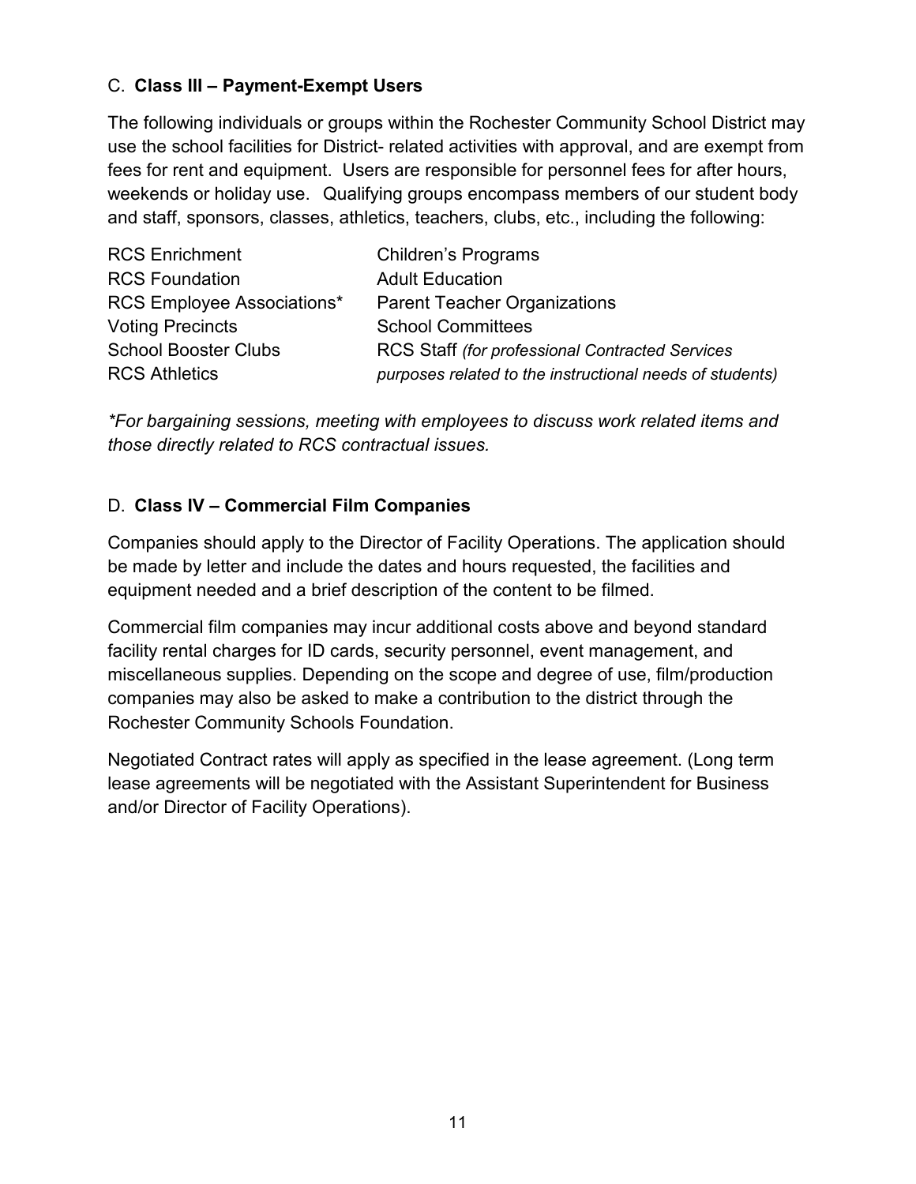### C. **Class III – Payment-Exempt Users**

The following individuals or groups within the Rochester Community School District may use the school facilities for District- related activities with approval, and are exempt from fees for rent and equipment. Users are responsible for personnel fees for after hours, weekends or holiday use. Qualifying groups encompass members of our student body and staff, sponsors, classes, athletics, teachers, clubs, etc., including the following:

| | |
|---|---|
| RCS Enrichment | Children's Programs |
| RCS Foundation | Adult Education |
| RCS Employee Associations* | Parent Teacher Organizations |
| Voting Precincts | School Committees |
| School Booster Clubs | RCS Staff *(for professional Contracted Services purposes related to the instructional needs of students)* |
| RCS Athletics | |

*\*For bargaining sessions, meeting with employees to discuss work related items and those directly related to RCS contractual issues.*

### D. **Class IV – Commercial Film Companies**

Companies should apply to the Director of Facility Operations. The application should be made by letter and include the dates and hours requested, the facilities and equipment needed and a brief description of the content to be filmed.

Commercial film companies may incur additional costs above and beyond standard facility rental charges for ID cards, security personnel, event management, and miscellaneous supplies. Depending on the scope and degree of use, film/production companies may also be asked to make a contribution to the district through the Rochester Community Schools Foundation.

Negotiated Contract rates will apply as specified in the lease agreement. (Long term lease agreements will be negotiated with the Assistant Superintendent for Business and/or Director of Facility Operations).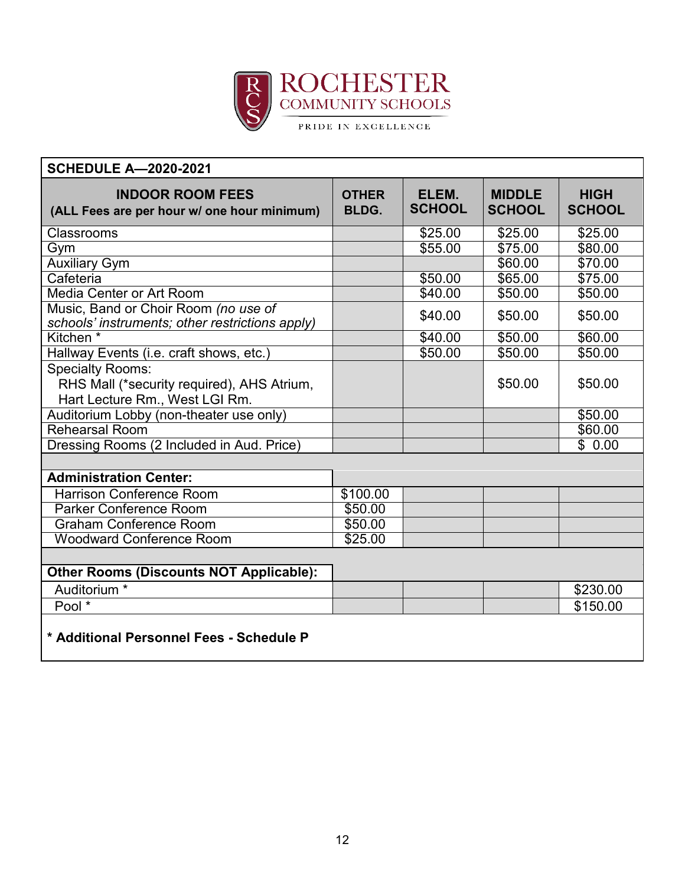ROCHESTER COMMUNITY SCHOOLS

PRIDE IN EXCELLENCE

| SCHEDULE A—2020-2021 | | | | |
|---|---|---|---|---|
| **INDOOR ROOM FEES (ALL Fees are per hour w/ one hour minimum)** | **OTHER BLDG.** | **ELEM. SCHOOL** | **MIDDLE SCHOOL** | **HIGH SCHOOL** |
| Classrooms | | $25.00 | $25.00 | $25.00 |
| Gym | | $55.00 | $75.00 | $80.00 |
| Auxiliary Gym | | | $60.00 | $70.00 |
| Cafeteria | | $50.00 | $65.00 | $75.00 |
| Media Center or Art Room | | $40.00 | $50.00 | $50.00 |
| Music, Band or Choir Room *(no use of schools' instruments; other restrictions apply)* | | $40.00 | $50.00 | $50.00 |
| Kitchen * | | $40.00 | $50.00 | $60.00 |
| Hallway Events (i.e. craft shows, etc.) | | $50.00 | $50.00 | $50.00 |
| Specialty Rooms: RHS Mall (*security required), AHS Atrium, Hart Lecture Rm., West LGI Rm. | | | $50.00 | $50.00 |
| Auditorium Lobby (non-theater use only) | | | | $50.00 |
| Rehearsal Room | | | | $60.00 |
| Dressing Rooms (2 Included in Aud. Price) | | | | $ 0.00 |
| | | | | |
| **Administration Center:** | | | | |
| Harrison Conference Room | $100.00 | | | |
| Parker Conference Room | $50.00 | | | |
| Graham Conference Room | $50.00 | | | |
| Woodward Conference Room | $25.00 | | | |
| | | | | |
| **Other Rooms (Discounts NOT Applicable):** | | | | |
| Auditorium * | | | | $230.00 |
| Pool * | | | | $150.00 |

**\* Additional Personnel Fees - Schedule P**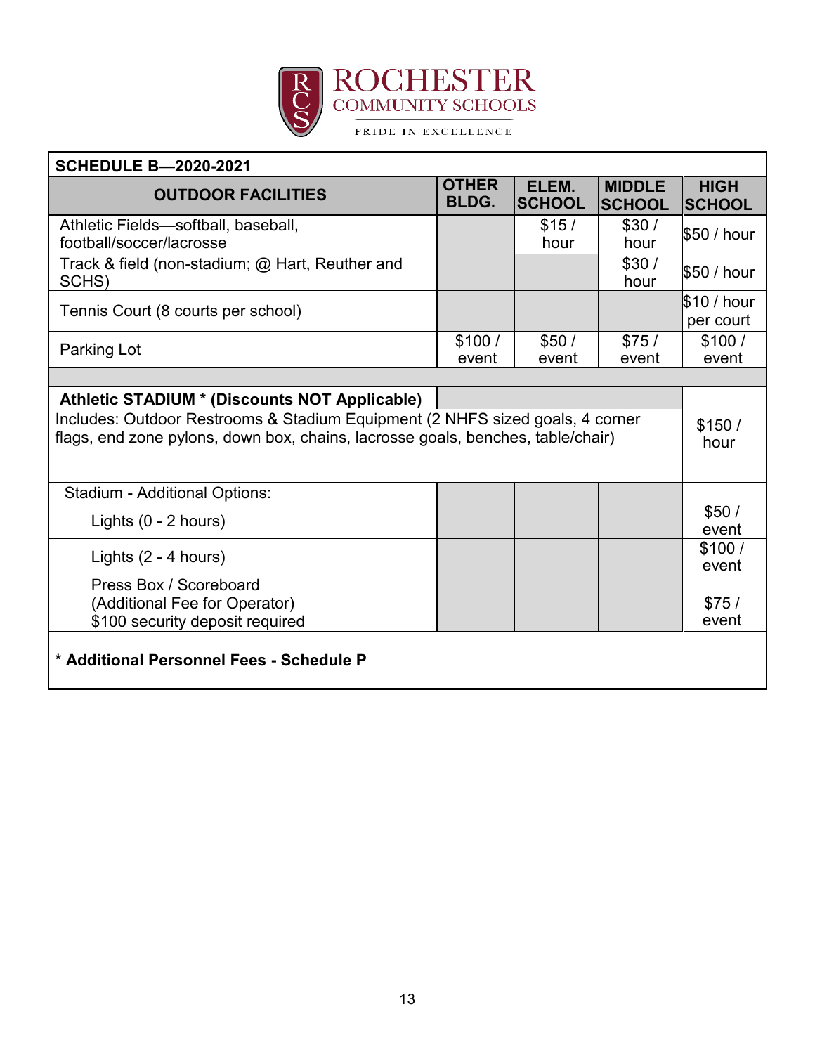ROCHESTER COMMUNITY SCHOOLS

PRIDE IN EXCELLENCE

| SCHEDULE B—2020-2021 | | | | |
|---|---|---|---|---|
| **OUTDOOR FACILITIES** | **OTHER BLDG.** | **ELEM. SCHOOL** | **MIDDLE SCHOOL** | **HIGH SCHOOL** |
| Athletic Fields—softball, baseball, football/soccer/lacrosse | | $15 / hour | $30 / hour | $50 / hour |
| Track & field (non-stadium; @ Hart, Reuther and SCHS) | | | $30 / hour | $50 / hour |
| Tennis Court (8 courts per school) | | | | $10 / hour per court |
| Parking Lot | $100 / event | $50 / event | $75 / event | $100 / event |
| | | | | |
| **Athletic STADIUM * (Discounts NOT Applicable)** Includes: Outdoor Restrooms & Stadium Equipment (2 NHFS sized goals, 4 corner flags, end zone pylons, down box, chains, lacrosse goals, benches, table/chair) | | | | $150 / hour |
| Stadium - Additional Options: | | | | |
| Lights (0 - 2 hours) | | | | $50 / event |
| Lights (2 - 4 hours) | | | | $100 / event |
| Press Box / Scoreboard (Additional Fee for Operator) $100 security deposit required | | | | $75 / event |

**\* Additional Personnel Fees - Schedule P**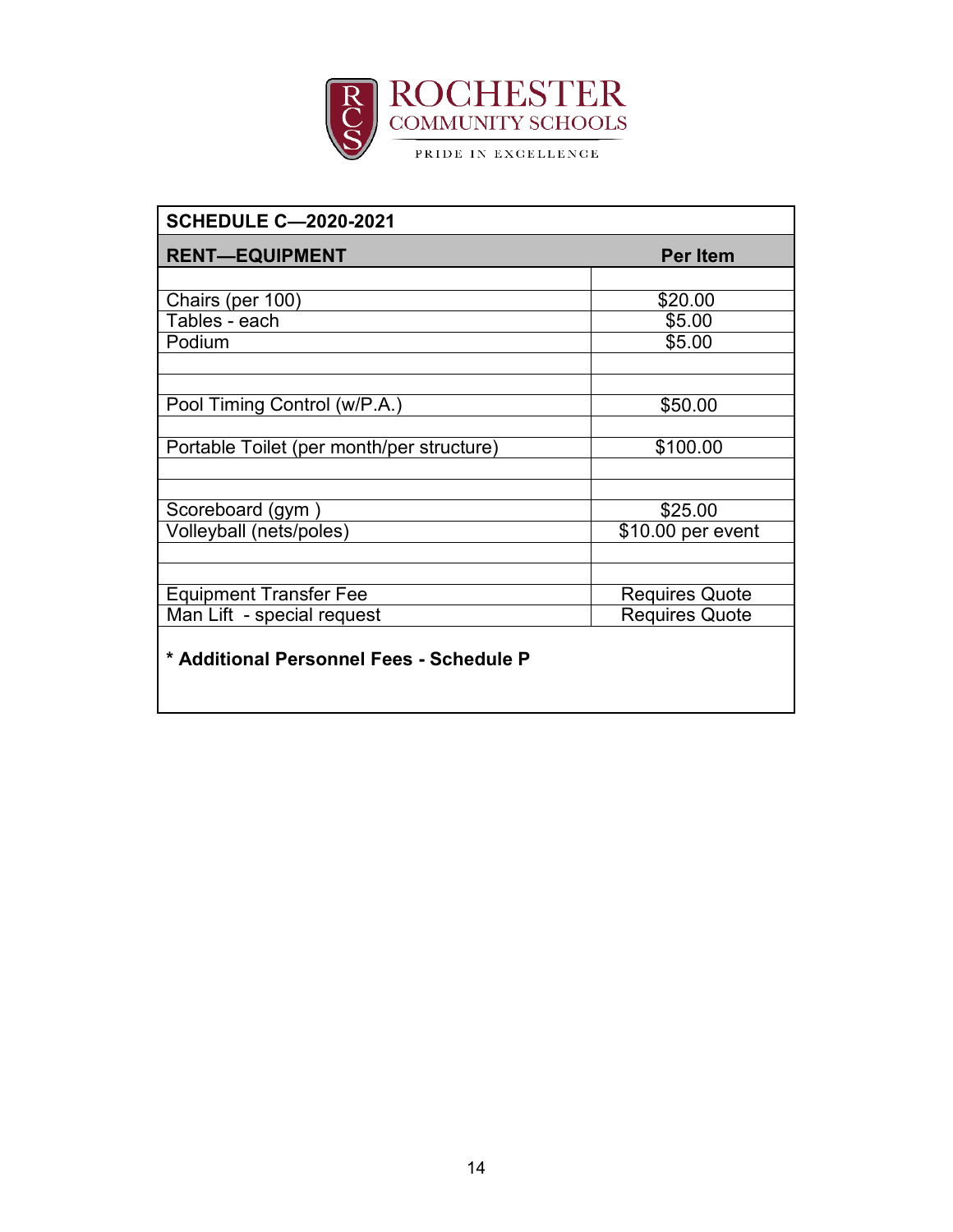ROCHESTER COMMUNITY SCHOOLS

PRIDE IN EXCELLENCE

| SCHEDULE C—2020-2021 | |
|---|---|
| **RENT—EQUIPMENT** | **Per Item** |
| | |
| Chairs (per 100) | $20.00 |
| Tables - each | $5.00 |
| Podium | $5.00 |
| | |
| | |
| Pool Timing Control (w/P.A.) | $50.00 |
| | |
| Portable Toilet (per month/per structure) | $100.00 |
| | |
| | |
| Scoreboard (gym ) | $25.00 |
| Volleyball (nets/poles) | $10.00 per event |
| | |
| | |
| Equipment Transfer Fee | Requires Quote |
| Man Lift - special request | Requires Quote |

**\* Additional Personnel Fees - Schedule P**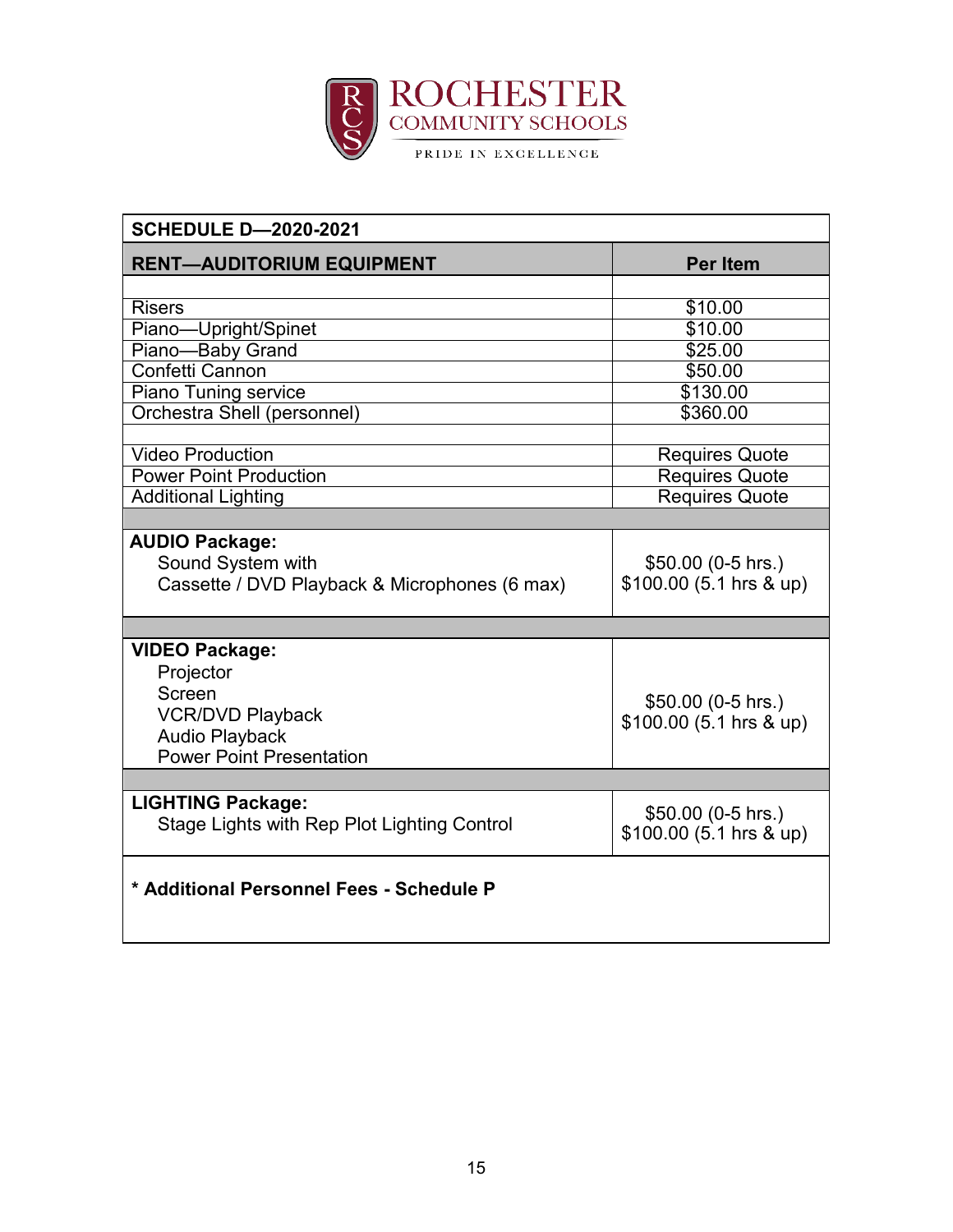**ROCHESTER COMMUNITY SCHOOLS**

PRIDE IN EXCELLENCE

| SCHEDULE D—2020-2021 | |
|---|---|
| **RENT—AUDITORIUM EQUIPMENT** | **Per Item** |
| | |
| Risers | $10.00 |
| Piano—Upright/Spinet | $10.00 |
| Piano—Baby Grand | $25.00 |
| Confetti Cannon | $50.00 |
| Piano Tuning service | $130.00 |
| Orchestra Shell (personnel) | $360.00 |
| | |
| Video Production | Requires Quote |
| Power Point Production | Requires Quote |
| Additional Lighting | Requires Quote |
| | |
| **AUDIO Package:**<br>Sound System with<br>Cassette / DVD Playback & Microphones (6 max) | $50.00 (0-5 hrs.)<br>$100.00 (5.1 hrs & up) |
| | |
| **VIDEO Package:**<br>Projector<br>Screen<br>VCR/DVD Playback<br>Audio Playback<br>Power Point Presentation | $50.00 (0-5 hrs.)<br>$100.00 (5.1 hrs & up) |
| | |
| **LIGHTING Package:**<br>Stage Lights with Rep Plot Lighting Control | $50.00 (0-5 hrs.)<br>$100.00 (5.1 hrs & up) |
| **\* Additional Personnel Fees - Schedule P** | |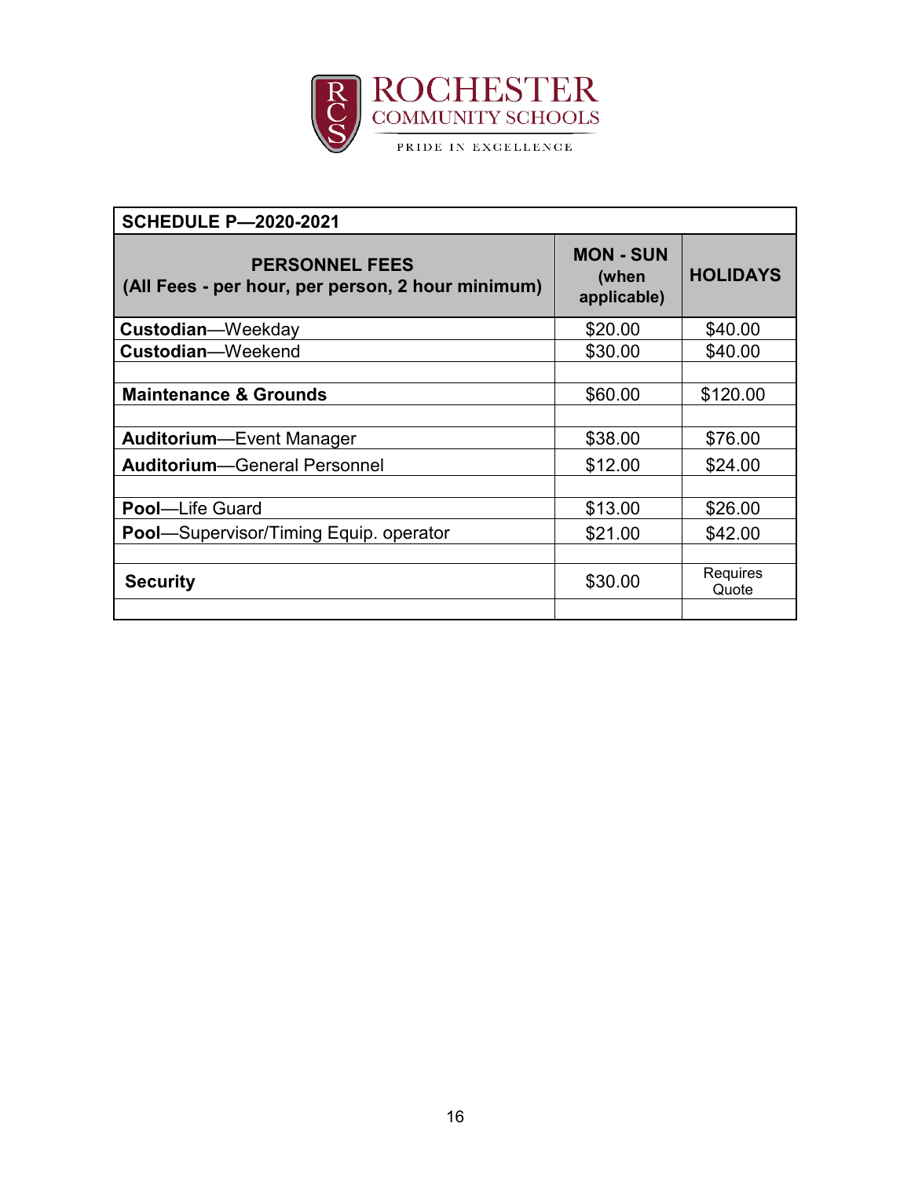ROCHESTER COMMUNITY SCHOOLS

PRIDE IN EXCELLENCE

| SCHEDULE P—2020-2021 | | |
|---|---|---|
| **PERSONNEL FEES (All Fees - per hour, per person, 2 hour minimum)** | **MON - SUN (when applicable)** | **HOLIDAYS** |
| **Custodian**—Weekday | $20.00 | $40.00 |
| **Custodian**—Weekend | $30.00 | $40.00 |
| | | |
| **Maintenance & Grounds** | $60.00 | $120.00 |
| | | |
| **Auditorium**—Event Manager | $38.00 | $76.00 |
| **Auditorium**—General Personnel | $12.00 | $24.00 |
| | | |
| **Pool**—Life Guard | $13.00 | $26.00 |
| **Pool**—Supervisor/Timing Equip. operator | $21.00 | $42.00 |
| | | |
| **Security** | $30.00 | Requires Quote |
| | | |